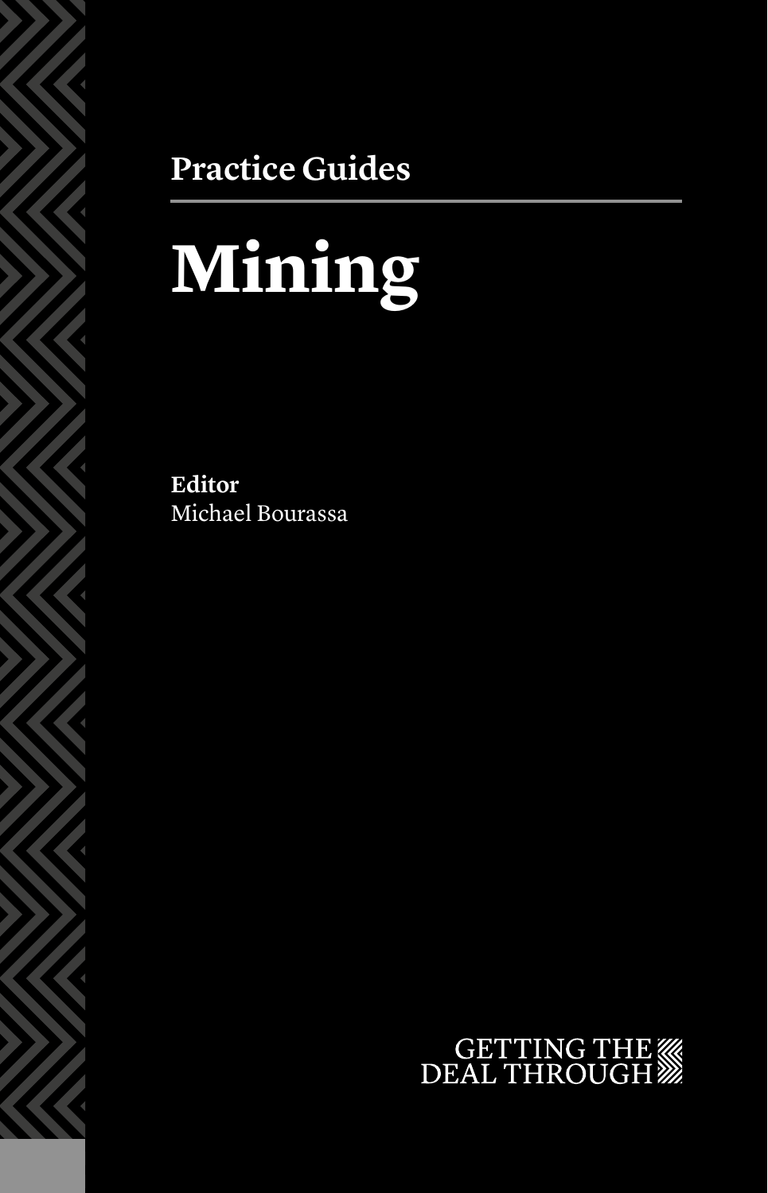Practice Guides

# Mining

**Editor**
Michael Bourassa

GETTING THE DEAL THROUGH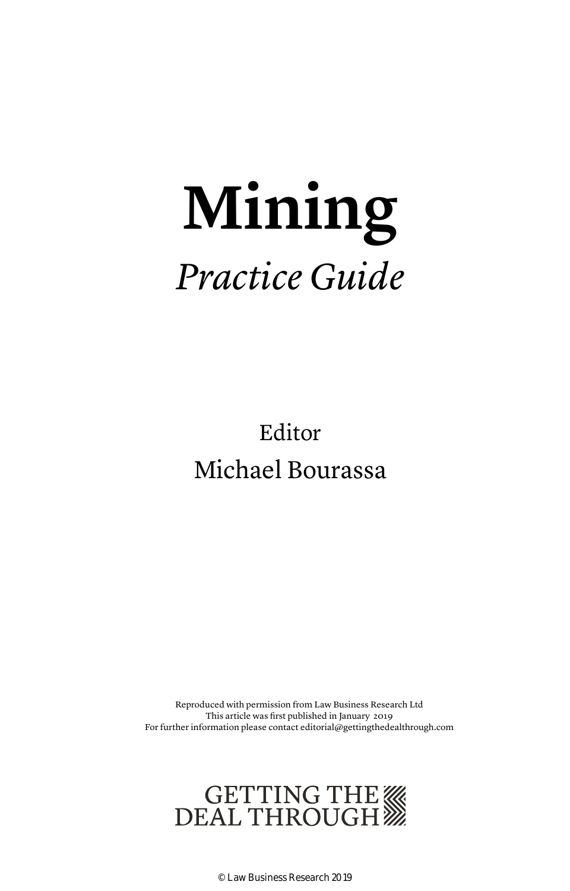# Mining

*Practice Guide*

Editor

Michael Bourassa

Reproduced with permission from Law Business Research Ltd
This article was first published in January 2019
For further information please contact editorial@gettingthedealthrough.com

GETTING THE DEAL THROUGH

© Law Business Research 2019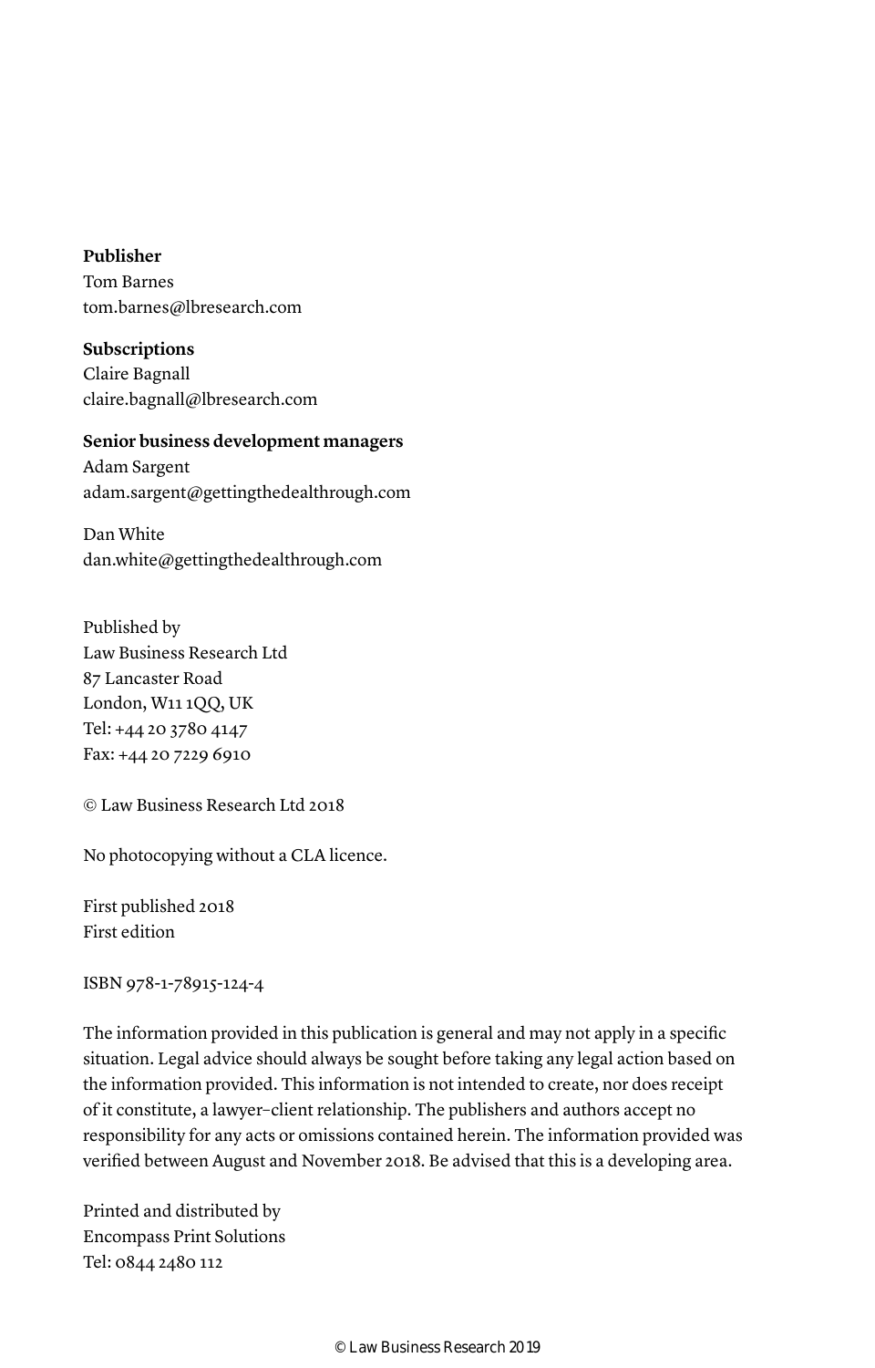**Publisher**
Tom Barnes
tom.barnes@lbresearch.com

**Subscriptions**
Claire Bagnall
claire.bagnall@lbresearch.com

**Senior business development managers**
Adam Sargent
adam.sargent@gettingthedealthrough.com

Dan White
dan.white@gettingthedealthrough.com

Published by
Law Business Research Ltd
87 Lancaster Road
London, W11 1QQ, UK
Tel: +44 20 3780 4147
Fax: +44 20 7229 6910

© Law Business Research Ltd 2018

No photocopying without a CLA licence.

First published 2018
First edition

ISBN 978-1-78915-124-4

The information provided in this publication is general and may not apply in a specific situation. Legal advice should always be sought before taking any legal action based on the information provided. This information is not intended to create, nor does receipt of it constitute, a lawyer–client relationship. The publishers and authors accept no responsibility for any acts or omissions contained herein. The information provided was verified between August and November 2018. Be advised that this is a developing area.

Printed and distributed by
Encompass Print Solutions
Tel: 0844 2480 112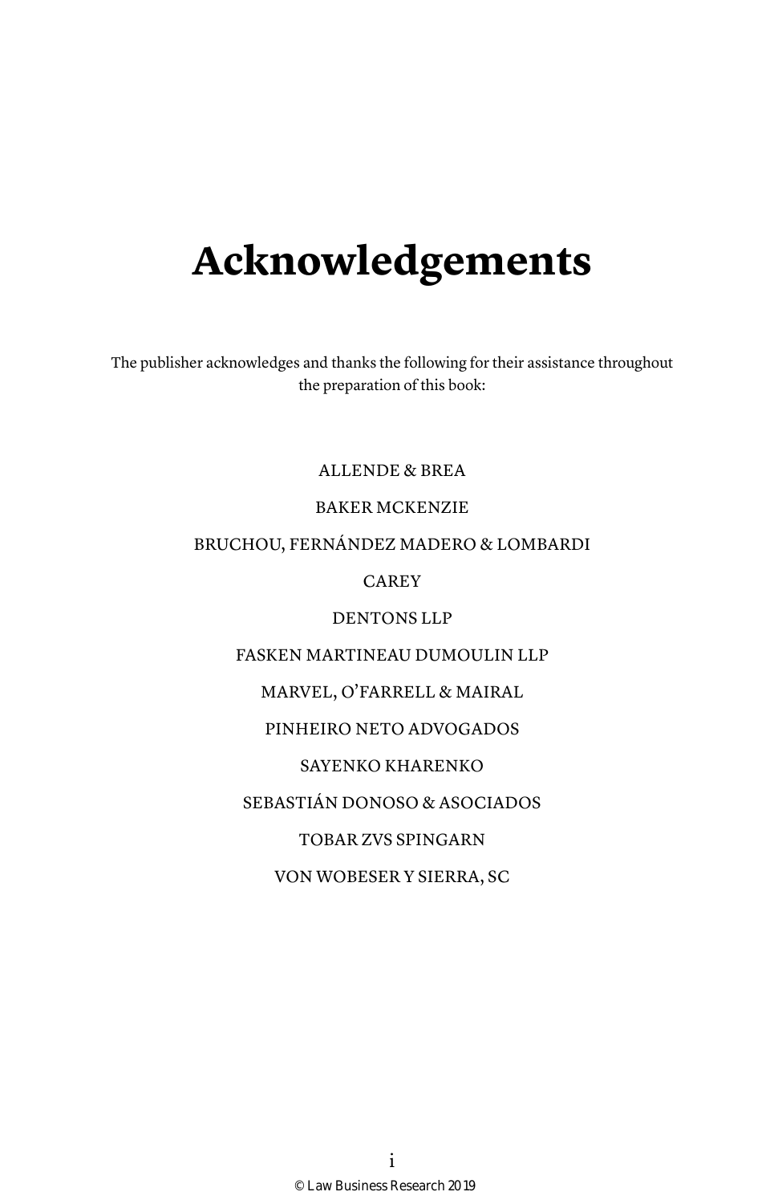# Acknowledgements

The publisher acknowledges and thanks the following for their assistance throughout the preparation of this book:

ALLENDE & BREA

BAKER MCKENZIE

BRUCHOU, FERNÁNDEZ MADERO & LOMBARDI

CAREY

DENTONS LLP

FASKEN MARTINEAU DUMOULIN LLP

MARVEL, O'FARRELL & MAIRAL

PINHEIRO NETO ADVOGADOS

SAYENKO KHARENKO

SEBASTIÁN DONOSO & ASOCIADOS

TOBAR ZVS SPINGARN

VON WOBESER Y SIERRA, SC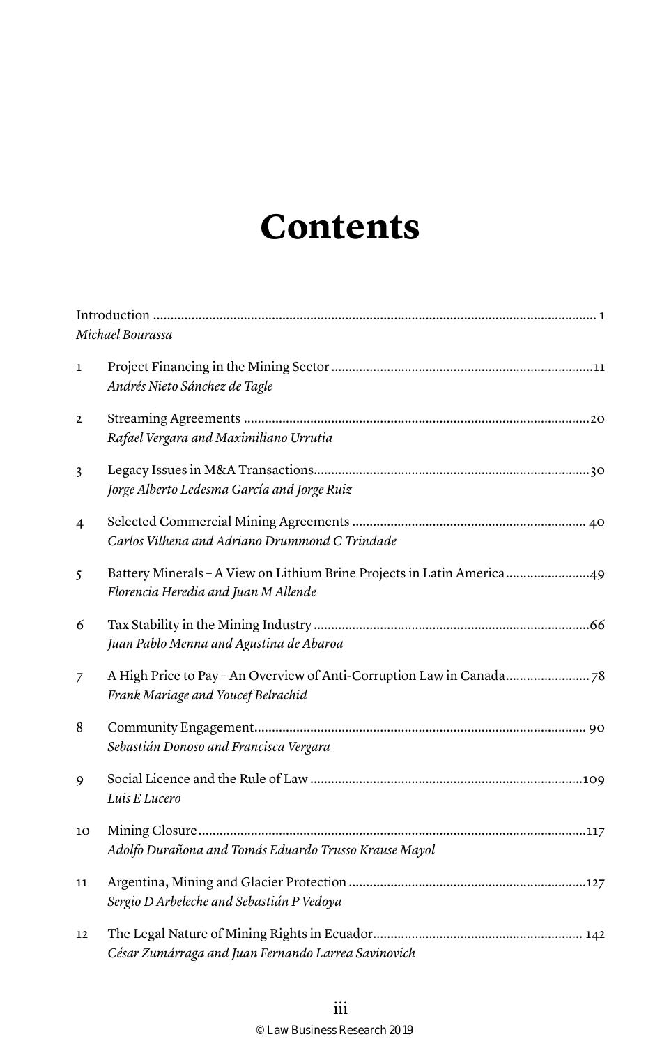# Contents

Introduction ........................................................................................................................ 1
*Michael Bourassa*

1 Project Financing in the Mining Sector ..........................................................................11
*Andrés Nieto Sánchez de Tagle*

2 Streaming Agreements .................................................................................................20
*Rafael Vergara and Maximiliano Urrutia*

3 Legacy Issues in M&A Transactions..............................................................................30
*Jorge Alberto Ledesma García and Jorge Ruiz*

4 Selected Commercial Mining Agreements .................................................................. 40
*Carlos Vilhena and Adriano Drummond C Trindade*

5 Battery Minerals – A View on Lithium Brine Projects in Latin America........................49
*Florencia Heredia and Juan M Allende*

6 Tax Stability in the Mining Industry ..............................................................................66
*Juan Pablo Menna and Agustina de Abaroa*

7 A High Price to Pay – An Overview of Anti-Corruption Law in Canada........................78
*Frank Mariage and Youcef Belrachid*

8 Community Engagement............................................................................................. 90
*Sebastián Donoso and Francisca Vergara*

9 Social Licence and the Rule of Law .............................................................................109
*Luis E Lucero*

10 Mining Closure .............................................................................................................117
*Adolfo Durañona and Tomás Eduardo Trusso Krause Mayol*

11 Argentina, Mining and Glacier Protection ...................................................................127
*Sergio D Arbeleche and Sebastián P Vedoya*

12 The Legal Nature of Mining Rights in Ecuador........................................................... 142
*César Zumárraga and Juan Fernando Larrea Savinovich*

© Law Business Research 2019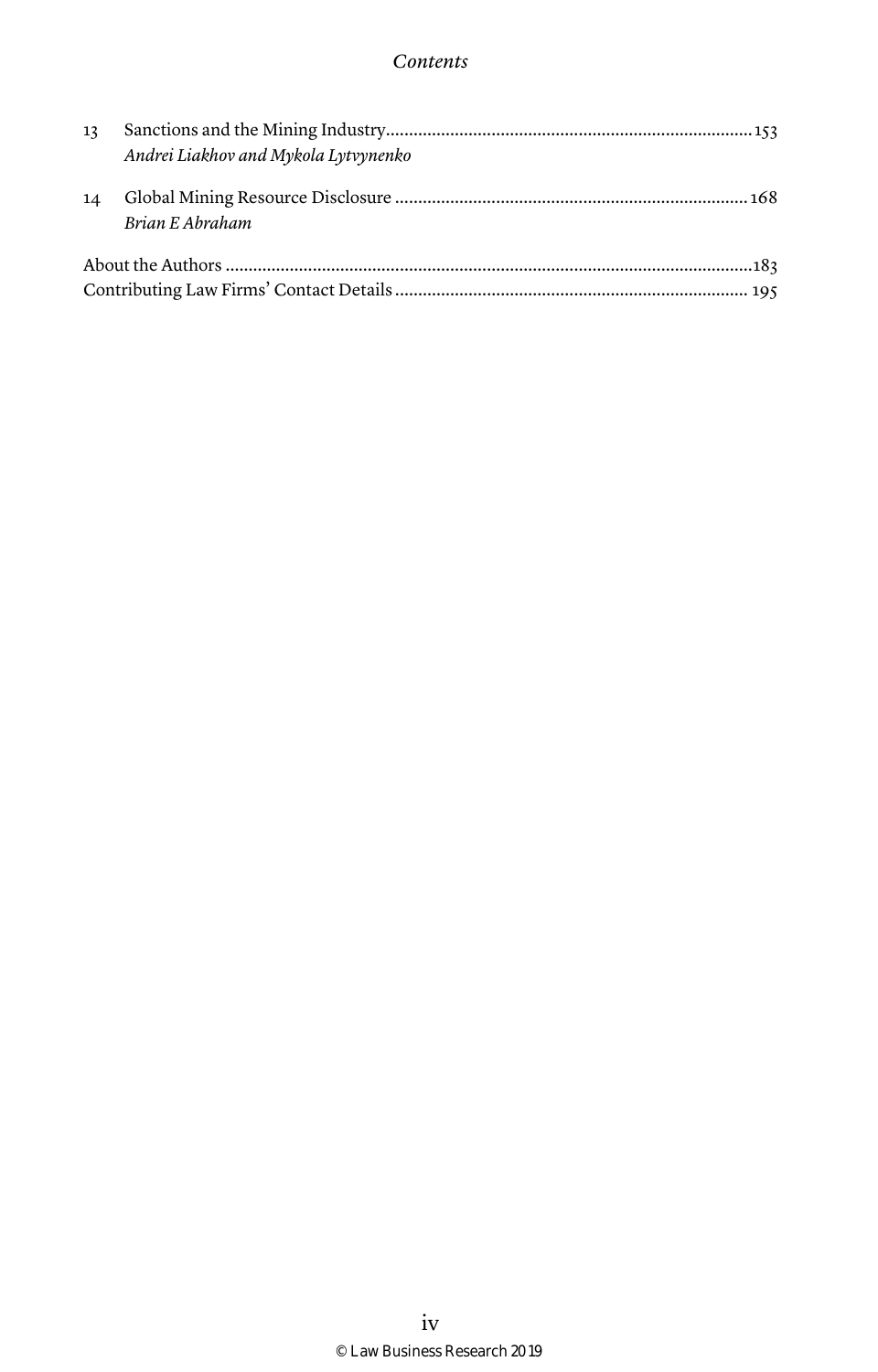13 Sanctions and the Mining Industry...153
*Andrei Liakhov and Mykola Lytvynenko*

14 Global Mining Resource Disclosure...168
*Brian E Abraham*

About the Authors...183

Contributing Law Firms' Contact Details...195

© Law Business Research 2019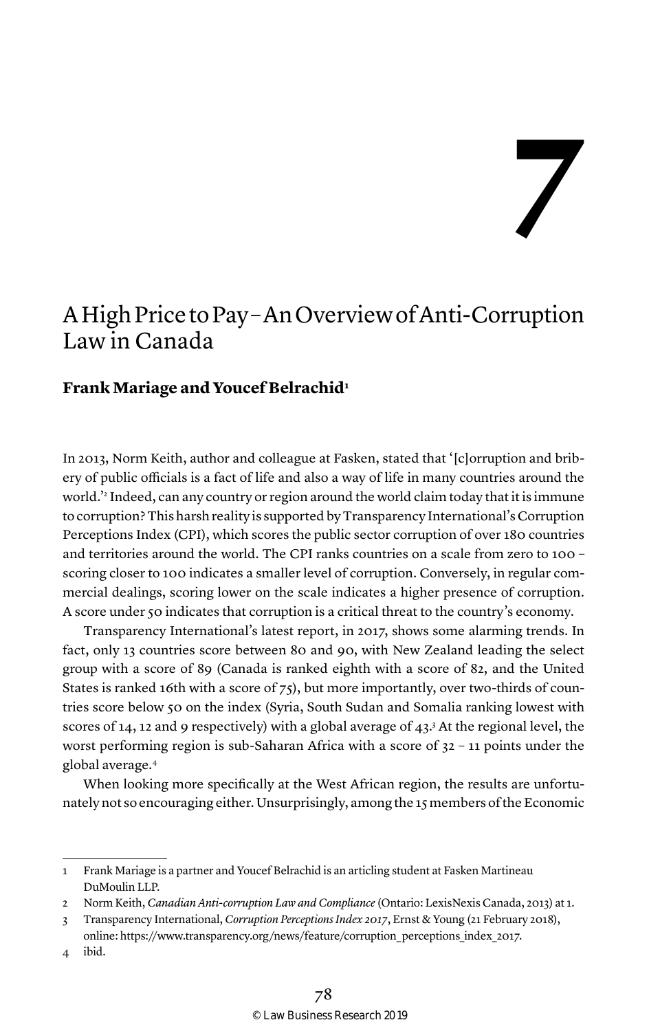# 7

## A High Price to Pay – An Overview of Anti-Corruption Law in Canada

**Frank Mariage and Youcef Belrachid[1]**

In 2013, Norm Keith, author and colleague at Fasken, stated that '[c]orruption and bribery of public officials is a fact of life and also a way of life in many countries around the world.'[2] Indeed, can any country or region around the world claim today that it is immune to corruption? This harsh reality is supported by Transparency International's Corruption Perceptions Index (CPI), which scores the public sector corruption of over 180 countries and territories around the world. The CPI ranks countries on a scale from zero to 100 – scoring closer to 100 indicates a smaller level of corruption. Conversely, in regular commercial dealings, scoring lower on the scale indicates a higher presence of corruption. A score under 50 indicates that corruption is a critical threat to the country's economy.

Transparency International's latest report, in 2017, shows some alarming trends. In fact, only 13 countries score between 80 and 90, with New Zealand leading the select group with a score of 89 (Canada is ranked eighth with a score of 82, and the United States is ranked 16th with a score of 75), but more importantly, over two-thirds of countries score below 50 on the index (Syria, South Sudan and Somalia ranking lowest with scores of 14, 12 and 9 respectively) with a global average of 43.[3] At the regional level, the worst performing region is sub-Saharan Africa with a score of 32 – 11 points under the global average.[4]

When looking more specifically at the West African region, the results are unfortunately not so encouraging either. Unsurprisingly, among the 15 members of the Economic

---

1 Frank Mariage is a partner and Youcef Belrachid is an articling student at Fasken Martineau DuMoulin LLP.

2 Norm Keith, *Canadian Anti-corruption Law and Compliance* (Ontario: LexisNexis Canada, 2013) at 1.

3 Transparency International, *Corruption Perceptions Index 2017*, Ernst & Young (21 February 2018), online: https://www.transparency.org/news/feature/corruption_perceptions_index_2017.

4 ibid.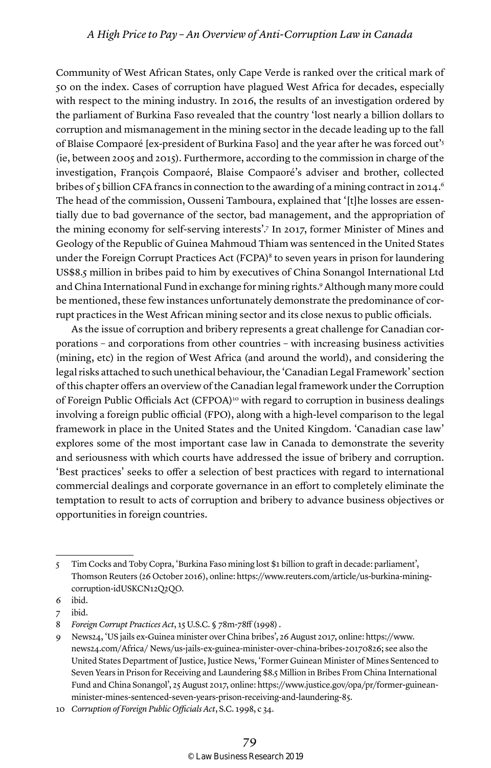Community of West African States, only Cape Verde is ranked over the critical mark of 50 on the index. Cases of corruption have plagued West Africa for decades, especially with respect to the mining industry. In 2016, the results of an investigation ordered by the parliament of Burkina Faso revealed that the country 'lost nearly a billion dollars to corruption and mismanagement in the mining sector in the decade leading up to the fall of Blaise Compaoré [ex-president of Burkina Faso] and the year after he was forced out'[5] (ie, between 2005 and 2015). Furthermore, according to the commission in charge of the investigation, François Compaoré, Blaise Compaoré's adviser and brother, collected bribes of 5 billion CFA francs in connection to the awarding of a mining contract in 2014.[6] The head of the commission, Ousseni Tamboura, explained that '[t]he losses are essentially due to bad governance of the sector, bad management, and the appropriation of the mining economy for self-serving interests'.[7] In 2017, former Minister of Mines and Geology of the Republic of Guinea Mahmoud Thiam was sentenced in the United States under the Foreign Corrupt Practices Act (FCPA)[8] to seven years in prison for laundering US$8.5 million in bribes paid to him by executives of China Sonangol International Ltd and China International Fund in exchange for mining rights.[9] Although many more could be mentioned, these few instances unfortunately demonstrate the predominance of corrupt practices in the West African mining sector and its close nexus to public officials.

As the issue of corruption and bribery represents a great challenge for Canadian corporations – and corporations from other countries – with increasing business activities (mining, etc) in the region of West Africa (and around the world), and considering the legal risks attached to such unethical behaviour, the 'Canadian Legal Framework' section of this chapter offers an overview of the Canadian legal framework under the Corruption of Foreign Public Officials Act (CFPOA)[10] with regard to corruption in business dealings involving a foreign public official (FPO), along with a high-level comparison to the legal framework in place in the United States and the United Kingdom. 'Canadian case law' explores some of the most important case law in Canada to demonstrate the severity and seriousness with which courts have addressed the issue of bribery and corruption. 'Best practices' seeks to offer a selection of best practices with regard to international commercial dealings and corporate governance in an effort to completely eliminate the temptation to result to acts of corruption and bribery to advance business objectives or opportunities in foreign countries.

---

5 Tim Cocks and Toby Copra, 'Burkina Faso mining lost $1 billion to graft in decade: parliament', Thomson Reuters (26 October 2016), online: https://www.reuters.com/article/us-burkina-mining-corruption-idUSKCN12Q2QO.

6 ibid.

7 ibid.

8 *Foreign Corrupt Practices Act*, 15 U.S.C. § 78m-78ff (1998) .

9 News24, 'US jails ex-Guinea minister over China bribes', 26 August 2017, online: https://www.news24.com/Africa/ News/us-jails-ex-guinea-minister-over-china-bribes-20170826; see also the United States Department of Justice, Justice News, 'Former Guinean Minister of Mines Sentenced to Seven Years in Prison for Receiving and Laundering $8.5 Million in Bribes From China International Fund and China Sonangol', 25 August 2017, online: https://www.justice.gov/opa/pr/former-guinean-minister-mines-sentenced-seven-years-prison-receiving-and-laundering-85.

10 *Corruption of Foreign Public Officials Act*, S.C. 1998, c 34.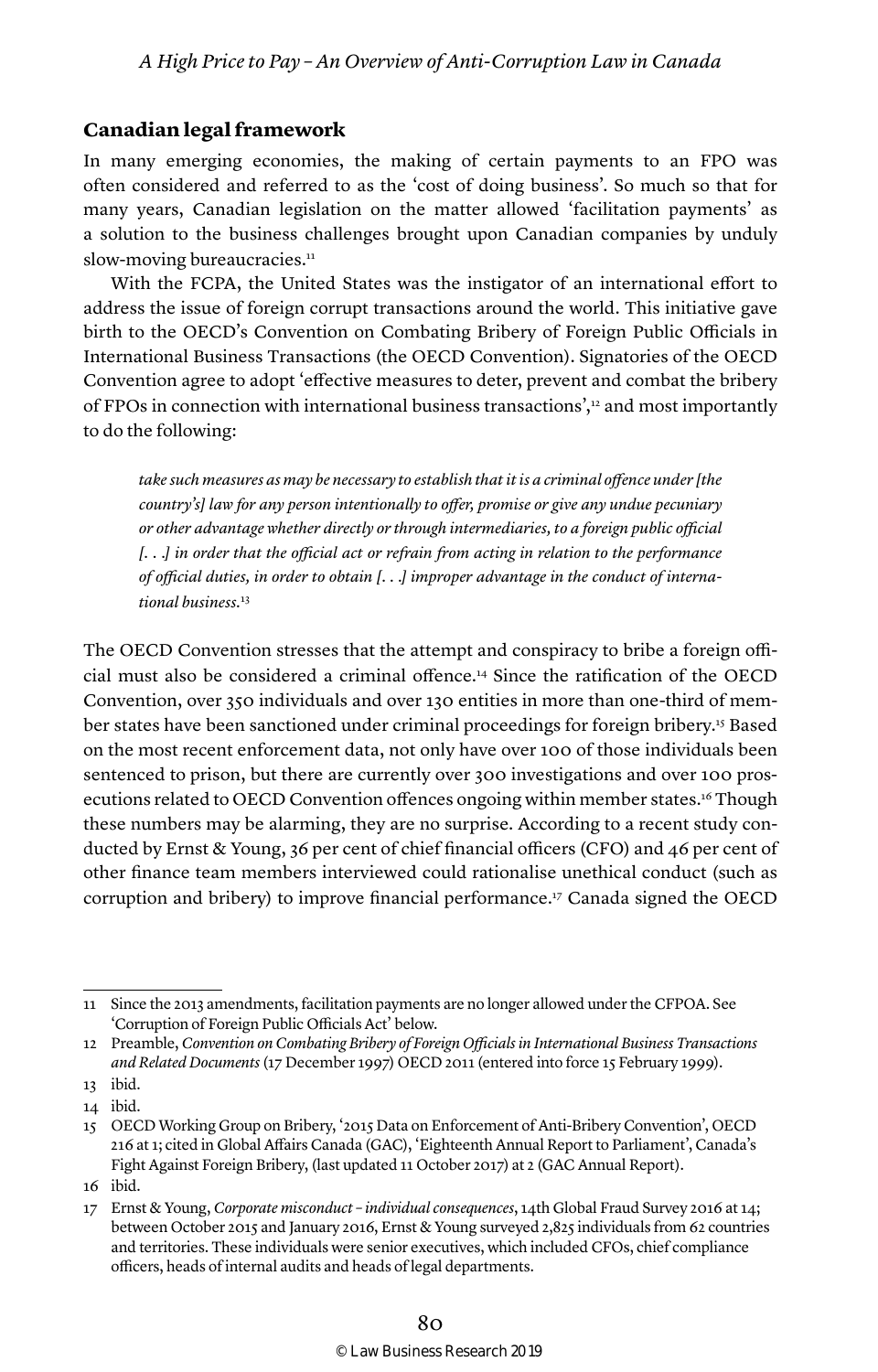## Canadian legal framework

In many emerging economies, the making of certain payments to an FPO was often considered and referred to as the 'cost of doing business'. So much so that for many years, Canadian legislation on the matter allowed 'facilitation payments' as a solution to the business challenges brought upon Canadian companies by unduly slow-moving bureaucracies.[11]

With the FCPA, the United States was the instigator of an international effort to address the issue of foreign corrupt transactions around the world. This initiative gave birth to the OECD's Convention on Combating Bribery of Foreign Public Officials in International Business Transactions (the OECD Convention). Signatories of the OECD Convention agree to adopt 'effective measures to deter, prevent and combat the bribery of FPOs in connection with international business transactions',[12] and most importantly to do the following:

> *take such measures as may be necessary to establish that it is a criminal offence under [the country's] law for any person intentionally to offer, promise or give any undue pecuniary or other advantage whether directly or through intermediaries, to a foreign public official [. . .] in order that the official act or refrain from acting in relation to the performance of official duties, in order to obtain [. . .] improper advantage in the conduct of international business.*[13]

The OECD Convention stresses that the attempt and conspiracy to bribe a foreign official must also be considered a criminal offence.[14] Since the ratification of the OECD Convention, over 350 individuals and over 130 entities in more than one-third of member states have been sanctioned under criminal proceedings for foreign bribery.[15] Based on the most recent enforcement data, not only have over 100 of those individuals been sentenced to prison, but there are currently over 300 investigations and over 100 prosecutions related to OECD Convention offences ongoing within member states.[16] Though these numbers may be alarming, they are no surprise. According to a recent study conducted by Ernst & Young, 36 per cent of chief financial officers (CFO) and 46 per cent of other finance team members interviewed could rationalise unethical conduct (such as corruption and bribery) to improve financial performance.[17] Canada signed the OECD

---

11 Since the 2013 amendments, facilitation payments are no longer allowed under the CFPOA. See 'Corruption of Foreign Public Officials Act' below.

12 Preamble, *Convention on Combating Bribery of Foreign Officials in International Business Transactions and Related Documents* (17 December 1997) OECD 2011 (entered into force 15 February 1999).

13 ibid.

14 ibid.

15 OECD Working Group on Bribery, '2015 Data on Enforcement of Anti-Bribery Convention', OECD 216 at 1; cited in Global Affairs Canada (GAC), 'Eighteenth Annual Report to Parliament', Canada's Fight Against Foreign Bribery, (last updated 11 October 2017) at 2 (GAC Annual Report).

16 ibid.

17 Ernst & Young, *Corporate misconduct – individual consequences*, 14th Global Fraud Survey 2016 at 14; between October 2015 and January 2016, Ernst & Young surveyed 2,825 individuals from 62 countries and territories. These individuals were senior executives, which included CFOs, chief compliance officers, heads of internal audits and heads of legal departments.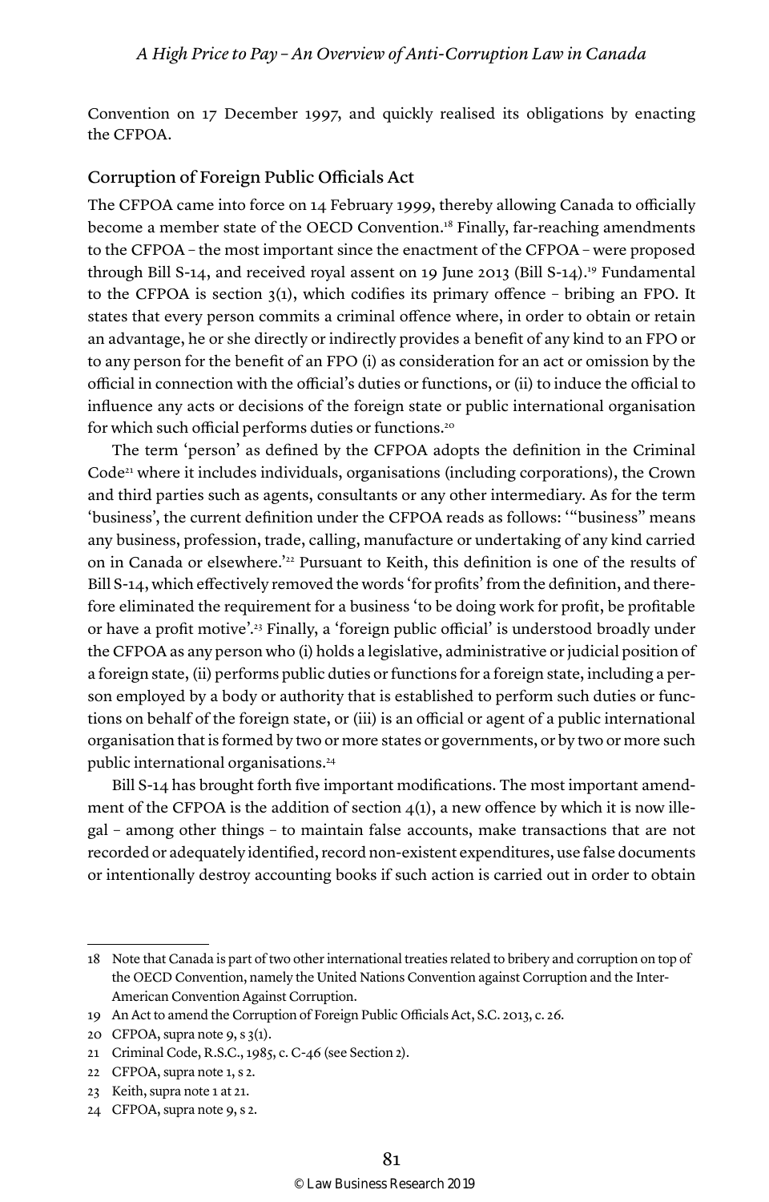Convention on 17 December 1997, and quickly realised its obligations by enacting the CFPOA.

## Corruption of Foreign Public Officials Act

The CFPOA came into force on 14 February 1999, thereby allowing Canada to officially become a member state of the OECD Convention.[18] Finally, far-reaching amendments to the CFPOA – the most important since the enactment of the CFPOA – were proposed through Bill S-14, and received royal assent on 19 June 2013 (Bill S-14).[19] Fundamental to the CFPOA is section 3(1), which codifies its primary offence – bribing an FPO. It states that every person commits a criminal offence where, in order to obtain or retain an advantage, he or she directly or indirectly provides a benefit of any kind to an FPO or to any person for the benefit of an FPO (i) as consideration for an act or omission by the official in connection with the official's duties or functions, or (ii) to induce the official to influence any acts or decisions of the foreign state or public international organisation for which such official performs duties or functions.[20]

The term 'person' as defined by the CFPOA adopts the definition in the Criminal Code[21] where it includes individuals, organisations (including corporations), the Crown and third parties such as agents, consultants or any other intermediary. As for the term 'business', the current definition under the CFPOA reads as follows: '"business" means any business, profession, trade, calling, manufacture or undertaking of any kind carried on in Canada or elsewhere.'[22] Pursuant to Keith, this definition is one of the results of Bill S-14, which effectively removed the words 'for profits' from the definition, and therefore eliminated the requirement for a business 'to be doing work for profit, be profitable or have a profit motive'.[23] Finally, a 'foreign public official' is understood broadly under the CFPOA as any person who (i) holds a legislative, administrative or judicial position of a foreign state, (ii) performs public duties or functions for a foreign state, including a person employed by a body or authority that is established to perform such duties or functions on behalf of the foreign state, or (iii) is an official or agent of a public international organisation that is formed by two or more states or governments, or by two or more such public international organisations.[24]

Bill S-14 has brought forth five important modifications. The most important amendment of the CFPOA is the addition of section 4(1), a new offence by which it is now illegal – among other things – to maintain false accounts, make transactions that are not recorded or adequately identified, record non-existent expenditures, use false documents or intentionally destroy accounting books if such action is carried out in order to obtain

---

18 Note that Canada is part of two other international treaties related to bribery and corruption on top of the OECD Convention, namely the United Nations Convention against Corruption and the Inter-American Convention Against Corruption.

19 An Act to amend the Corruption of Foreign Public Officials Act, S.C. 2013, c. 26.

20 CFPOA, supra note 9, s 3(1).

21 Criminal Code, R.S.C., 1985, c. C-46 (see Section 2).

22 CFPOA, supra note 1, s 2.

23 Keith, supra note 1 at 21.

24 CFPOA, supra note 9, s 2.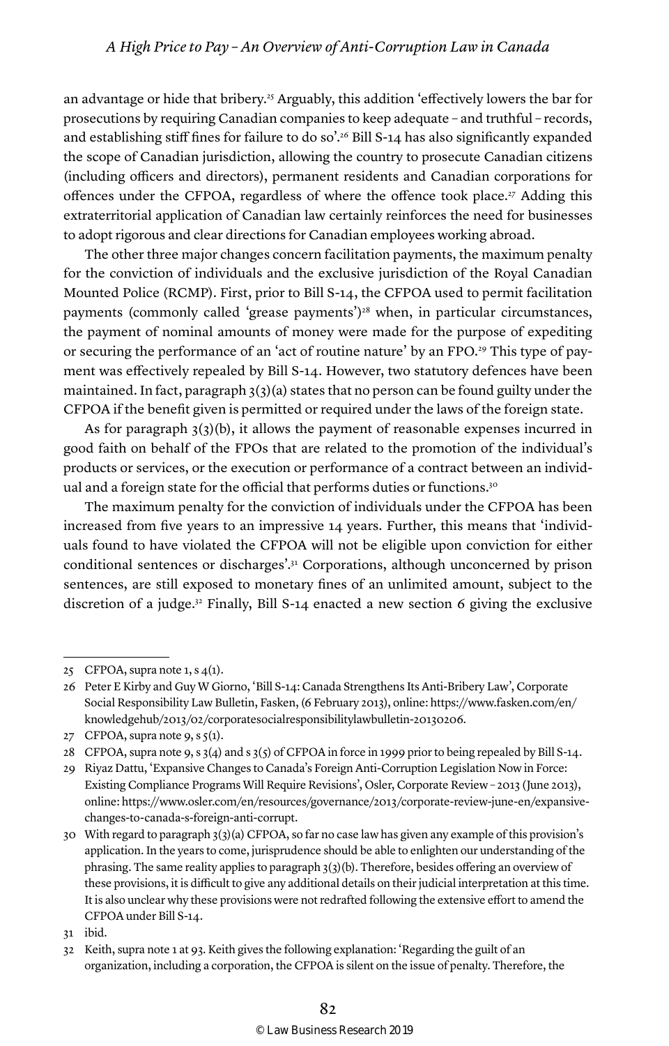an advantage or hide that bribery.[25] Arguably, this addition 'effectively lowers the bar for prosecutions by requiring Canadian companies to keep adequate – and truthful – records, and establishing stiff fines for failure to do so'.[26] Bill S-14 has also significantly expanded the scope of Canadian jurisdiction, allowing the country to prosecute Canadian citizens (including officers and directors), permanent residents and Canadian corporations for offences under the CFPOA, regardless of where the offence took place.[27] Adding this extraterritorial application of Canadian law certainly reinforces the need for businesses to adopt rigorous and clear directions for Canadian employees working abroad.

The other three major changes concern facilitation payments, the maximum penalty for the conviction of individuals and the exclusive jurisdiction of the Royal Canadian Mounted Police (RCMP). First, prior to Bill S-14, the CFPOA used to permit facilitation payments (commonly called 'grease payments')[28] when, in particular circumstances, the payment of nominal amounts of money were made for the purpose of expediting or securing the performance of an 'act of routine nature' by an FPO.[29] This type of payment was effectively repealed by Bill S-14. However, two statutory defences have been maintained. In fact, paragraph 3(3)(a) states that no person can be found guilty under the CFPOA if the benefit given is permitted or required under the laws of the foreign state.

As for paragraph 3(3)(b), it allows the payment of reasonable expenses incurred in good faith on behalf of the FPOs that are related to the promotion of the individual's products or services, or the execution or performance of a contract between an individual and a foreign state for the official that performs duties or functions.[30]

The maximum penalty for the conviction of individuals under the CFPOA has been increased from five years to an impressive 14 years. Further, this means that 'individuals found to have violated the CFPOA will not be eligible upon conviction for either conditional sentences or discharges'.[31] Corporations, although unconcerned by prison sentences, are still exposed to monetary fines of an unlimited amount, subject to the discretion of a judge.[32] Finally, Bill S-14 enacted a new section 6 giving the exclusive

---

25 CFPOA, supra note 1, s 4(1).

26 Peter E Kirby and Guy W Giorno, 'Bill S-14: Canada Strengthens Its Anti-Bribery Law', Corporate Social Responsibility Law Bulletin, Fasken, (6 February 2013), online: https://www.fasken.com/en/knowledgehub/2013/02/corporatesocialresponsibilitylawbulletin-20130206.

27 CFPOA, supra note 9, s 5(1).

28 CFPOA, supra note 9, s 3(4) and s 3(5) of CFPOA in force in 1999 prior to being repealed by Bill S-14.

29 Riyaz Dattu, 'Expansive Changes to Canada's Foreign Anti-Corruption Legislation Now in Force: Existing Compliance Programs Will Require Revisions', Osler, Corporate Review – 2013 (June 2013), online: https://www.osler.com/en/resources/governance/2013/corporate-review-june-en/expansive-changes-to-canada-s-foreign-anti-corrupt.

30 With regard to paragraph 3(3)(a) CFPOA, so far no case law has given any example of this provision's application. In the years to come, jurisprudence should be able to enlighten our understanding of the phrasing. The same reality applies to paragraph 3(3)(b). Therefore, besides offering an overview of these provisions, it is difficult to give any additional details on their judicial interpretation at this time. It is also unclear why these provisions were not redrafted following the extensive effort to amend the CFPOA under Bill S-14.

31 ibid.

32 Keith, supra note 1 at 93. Keith gives the following explanation: 'Regarding the guilt of an organization, including a corporation, the CFPOA is silent on the issue of penalty. Therefore, the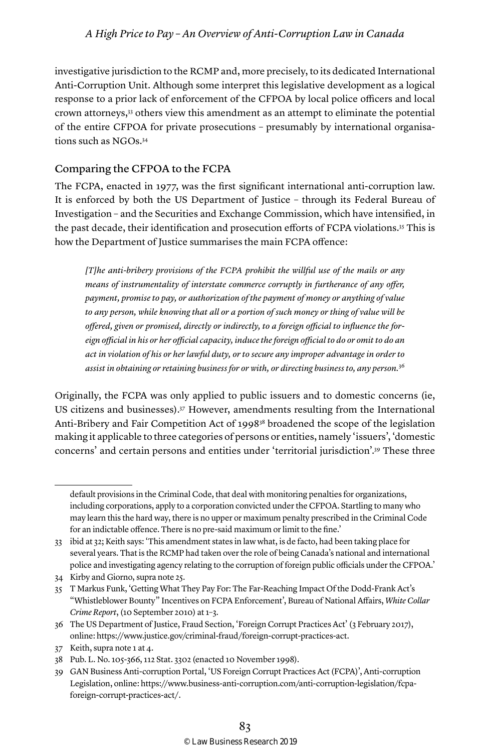investigative jurisdiction to the RCMP and, more precisely, to its dedicated International Anti-Corruption Unit. Although some interpret this legislative development as a logical response to a prior lack of enforcement of the CFPOA by local police officers and local crown attorneys,[33] others view this amendment as an attempt to eliminate the potential of the entire CFPOA for private prosecutions – presumably by international organisations such as NGOs.[34]

## Comparing the CFPOA to the FCPA

The FCPA, enacted in 1977, was the first significant international anti-corruption law. It is enforced by both the US Department of Justice – through its Federal Bureau of Investigation – and the Securities and Exchange Commission, which have intensified, in the past decade, their identification and prosecution efforts of FCPA violations.[35] This is how the Department of Justice summarises the main FCPA offence:

> *[T]he anti-bribery provisions of the FCPA prohibit the willful use of the mails or any means of instrumentality of interstate commerce corruptly in furtherance of any offer, payment, promise to pay, or authorization of the payment of money or anything of value to any person, while knowing that all or a portion of such money or thing of value will be offered, given or promised, directly or indirectly, to a foreign official to influence the foreign official in his or her official capacity, induce the foreign official to do or omit to do an act in violation of his or her lawful duty, or to secure any improper advantage in order to assist in obtaining or retaining business for or with, or directing business to, any person.*[36]

Originally, the FCPA was only applied to public issuers and to domestic concerns (ie, US citizens and businesses).[37] However, amendments resulting from the International Anti-Bribery and Fair Competition Act of 1998[38] broadened the scope of the legislation making it applicable to three categories of persons or entities, namely 'issuers', 'domestic concerns' and certain persons and entities under 'territorial jurisdiction'.[39] These three

---

default provisions in the Criminal Code, that deal with monitoring penalties for organizations, including corporations, apply to a corporation convicted under the CFPOA. Startling to many who may learn this the hard way, there is no upper or maximum penalty prescribed in the Criminal Code for an indictable offence. There is no pre-said maximum or limit to the fine.'

33 ibid at 32; Keith says: 'This amendment states in law what, is de facto, had been taking place for several years. That is the RCMP had taken over the role of being Canada's national and international police and investigating agency relating to the corruption of foreign public officials under the CFPOA.'

34 Kirby and Giorno, supra note 25.

35 T Markus Funk, 'Getting What They Pay For: The Far-Reaching Impact Of the Dodd-Frank Act's "Whistleblower Bounty" Incentives on FCPA Enforcement', Bureau of National Affairs, *White Collar Crime Report*, (10 September 2010) at 1–3.

36 The US Department of Justice, Fraud Section, 'Foreign Corrupt Practices Act' (3 February 2017), online: https://www.justice.gov/criminal-fraud/foreign-corrupt-practices-act.

37 Keith, supra note 1 at 4.

38 Pub. L. No. 105-366, 112 Stat. 3302 (enacted 10 November 1998).

39 GAN Business Anti-corruption Portal, 'US Foreign Corrupt Practices Act (FCPA)', Anti-corruption Legislation, online: https://www.business-anti-corruption.com/anti-corruption-legislation/fcpa-foreign-corrupt-practices-act/.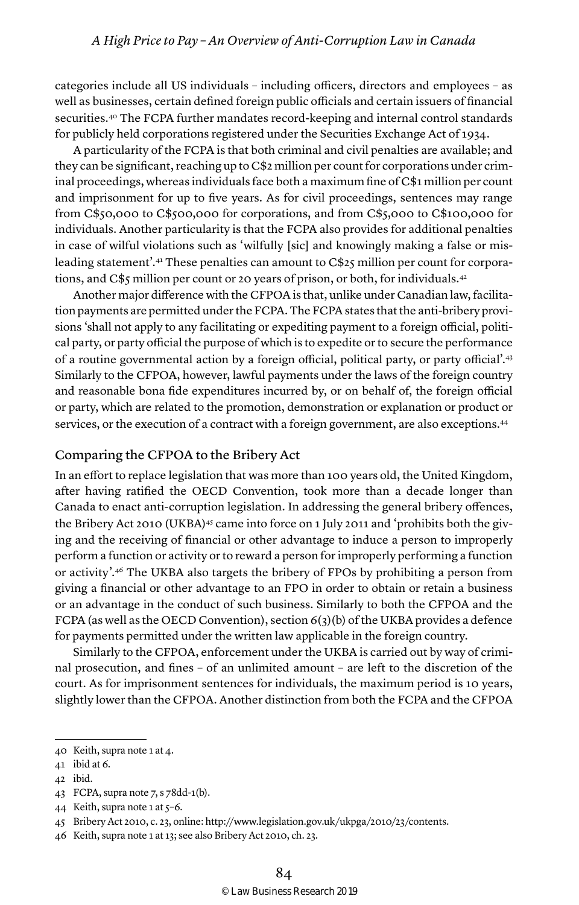categories include all US individuals – including officers, directors and employees – as well as businesses, certain defined foreign public officials and certain issuers of financial securities.[40] The FCPA further mandates record-keeping and internal control standards for publicly held corporations registered under the Securities Exchange Act of 1934.

A particularity of the FCPA is that both criminal and civil penalties are available; and they can be significant, reaching up to C$2 million per count for corporations under criminal proceedings, whereas individuals face both a maximum fine of C$1 million per count and imprisonment for up to five years. As for civil proceedings, sentences may range from C$50,000 to C$500,000 for corporations, and from C$5,000 to C$100,000 for individuals. Another particularity is that the FCPA also provides for additional penalties in case of wilful violations such as 'wilfully [sic] and knowingly making a false or misleading statement'.[41] These penalties can amount to C$25 million per count for corporations, and C$5 million per count or 20 years of prison, or both, for individuals.[42]

Another major difference with the CFPOA is that, unlike under Canadian law, facilitation payments are permitted under the FCPA. The FCPA states that the anti-bribery provisions 'shall not apply to any facilitating or expediting payment to a foreign official, political party, or party official the purpose of which is to expedite or to secure the performance of a routine governmental action by a foreign official, political party, or party official'.[43] Similarly to the CFPOA, however, lawful payments under the laws of the foreign country and reasonable bona fide expenditures incurred by, or on behalf of, the foreign official or party, which are related to the promotion, demonstration or explanation or product or services, or the execution of a contract with a foreign government, are also exceptions.[44]

## Comparing the CFPOA to the Bribery Act

In an effort to replace legislation that was more than 100 years old, the United Kingdom, after having ratified the OECD Convention, took more than a decade longer than Canada to enact anti-corruption legislation. In addressing the general bribery offences, the Bribery Act 2010 (UKBA)[45] came into force on 1 July 2011 and 'prohibits both the giving and the receiving of financial or other advantage to induce a person to improperly perform a function or activity or to reward a person for improperly performing a function or activity'.[46] The UKBA also targets the bribery of FPOs by prohibiting a person from giving a financial or other advantage to an FPO in order to obtain or retain a business or an advantage in the conduct of such business. Similarly to both the CFPOA and the FCPA (as well as the OECD Convention), section 6(3)(b) of the UKBA provides a defence for payments permitted under the written law applicable in the foreign country.

Similarly to the CFPOA, enforcement under the UKBA is carried out by way of criminal prosecution, and fines – of an unlimited amount – are left to the discretion of the court. As for imprisonment sentences for individuals, the maximum period is 10 years, slightly lower than the CFPOA. Another distinction from both the FCPA and the CFPOA

---

40 Keith, supra note 1 at 4.

41 ibid at 6.

42 ibid.

43 FCPA, supra note 7, s 78dd-1(b).

44 Keith, supra note 1 at 5–6.

45 Bribery Act 2010, c. 23, online: http://www.legislation.gov.uk/ukpga/2010/23/contents.

46 Keith, supra note 1 at 13; see also Bribery Act 2010, ch. 23.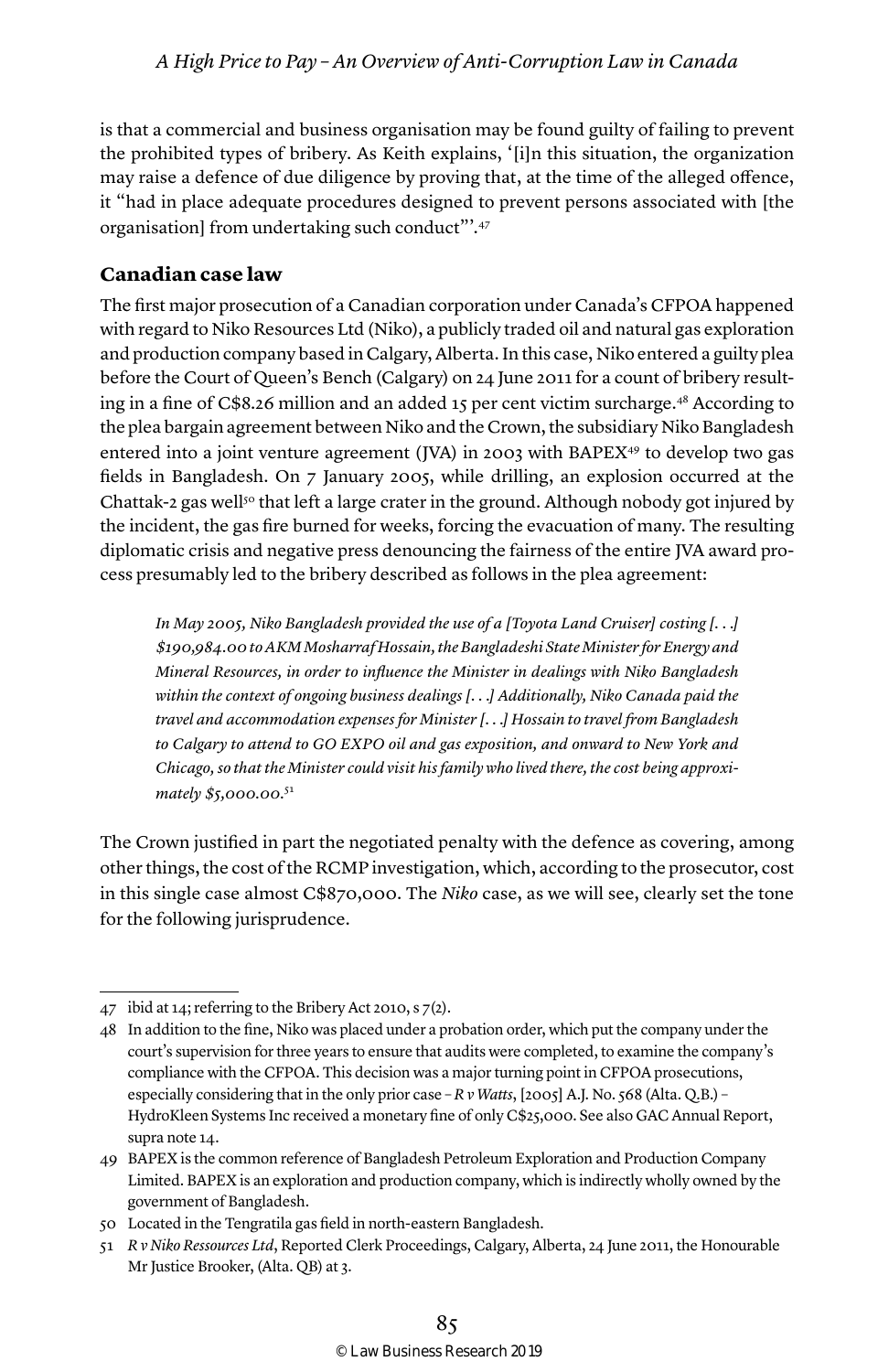is that a commercial and business organisation may be found guilty of failing to prevent the prohibited types of bribery. As Keith explains, '[i]n this situation, the organization may raise a defence of due diligence by proving that, at the time of the alleged offence, it "had in place adequate procedures designed to prevent persons associated with [the organisation] from undertaking such conduct"'.[47]

## Canadian case law

The first major prosecution of a Canadian corporation under Canada's CFPOA happened with regard to Niko Resources Ltd (Niko), a publicly traded oil and natural gas exploration and production company based in Calgary, Alberta. In this case, Niko entered a guilty plea before the Court of Queen's Bench (Calgary) on 24 June 2011 for a count of bribery resulting in a fine of C$8.26 million and an added 15 per cent victim surcharge.[48] According to the plea bargain agreement between Niko and the Crown, the subsidiary Niko Bangladesh entered into a joint venture agreement (JVA) in 2003 with BAPEX[49] to develop two gas fields in Bangladesh. On 7 January 2005, while drilling, an explosion occurred at the Chattak-2 gas well[50] that left a large crater in the ground. Although nobody got injured by the incident, the gas fire burned for weeks, forcing the evacuation of many. The resulting diplomatic crisis and negative press denouncing the fairness of the entire JVA award process presumably led to the bribery described as follows in the plea agreement:

> *In May 2005, Niko Bangladesh provided the use of a [Toyota Land Cruiser] costing [. . .] $190,984.00 to AKM Mosharraf Hossain, the Bangladeshi State Minister for Energy and Mineral Resources, in order to influence the Minister in dealings with Niko Bangladesh within the context of ongoing business dealings [. . .] Additionally, Niko Canada paid the travel and accommodation expenses for Minister [. . .] Hossain to travel from Bangladesh to Calgary to attend to GO EXPO oil and gas exposition, and onward to New York and Chicago, so that the Minister could visit his family who lived there, the cost being approximately $5,000.00.*[51]

The Crown justified in part the negotiated penalty with the defence as covering, among other things, the cost of the RCMP investigation, which, according to the prosecutor, cost in this single case almost C$870,000. The *Niko* case, as we will see, clearly set the tone for the following jurisprudence.

---

47 ibid at 14; referring to the Bribery Act 2010, s 7(2).

48 In addition to the fine, Niko was placed under a probation order, which put the company under the court's supervision for three years to ensure that audits were completed, to examine the company's compliance with the CFPOA. This decision was a major turning point in CFPOA prosecutions, especially considering that in the only prior case – *R v Watts*, [2005] A.J. No. 568 (Alta. Q.B.) – HydroKleen Systems Inc received a monetary fine of only C$25,000. See also GAC Annual Report, supra note 14.

49 BAPEX is the common reference of Bangladesh Petroleum Exploration and Production Company Limited. BAPEX is an exploration and production company, which is indirectly wholly owned by the government of Bangladesh.

50 Located in the Tengratila gas field in north-eastern Bangladesh.

51 *R v Niko Ressources Ltd*, Reported Clerk Proceedings, Calgary, Alberta, 24 June 2011, the Honourable Mr Justice Brooker, (Alta. QB) at 3.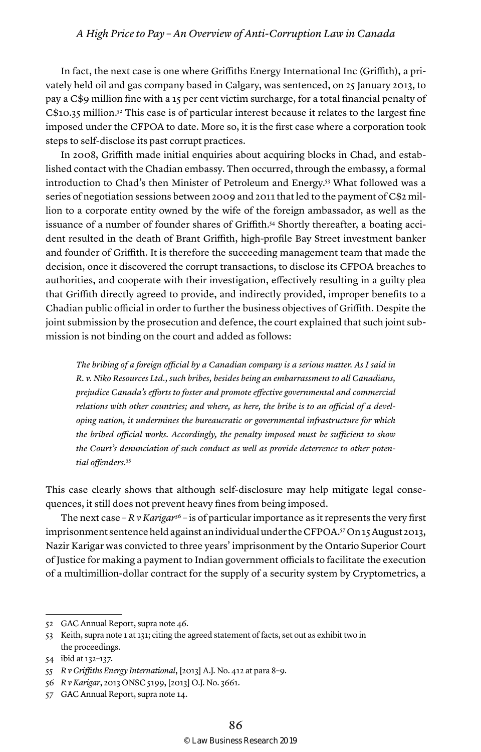In fact, the next case is one where Griffiths Energy International Inc (Griffith), a privately held oil and gas company based in Calgary, was sentenced, on 25 January 2013, to pay a C$9 million fine with a 15 per cent victim surcharge, for a total financial penalty of C$10.35 million.[52] This case is of particular interest because it relates to the largest fine imposed under the CFPOA to date. More so, it is the first case where a corporation took steps to self-disclose its past corrupt practices.

In 2008, Griffith made initial enquiries about acquiring blocks in Chad, and established contact with the Chadian embassy. Then occurred, through the embassy, a formal introduction to Chad's then Minister of Petroleum and Energy.[53] What followed was a series of negotiation sessions between 2009 and 2011 that led to the payment of C$2 million to a corporate entity owned by the wife of the foreign ambassador, as well as the issuance of a number of founder shares of Griffith.[54] Shortly thereafter, a boating accident resulted in the death of Brant Griffith, high-profile Bay Street investment banker and founder of Griffith. It is therefore the succeeding management team that made the decision, once it discovered the corrupt transactions, to disclose its CFPOA breaches to authorities, and cooperate with their investigation, effectively resulting in a guilty plea that Griffith directly agreed to provide, and indirectly provided, improper benefits to a Chadian public official in order to further the business objectives of Griffith. Despite the joint submission by the prosecution and defence, the court explained that such joint submission is not binding on the court and added as follows:

> *The bribing of a foreign official by a Canadian company is a serious matter. As I said in R. v. Niko Resources Ltd., such bribes, besides being an embarrassment to all Canadians, prejudice Canada's efforts to foster and promote effective governmental and commercial relations with other countries; and where, as here, the bribe is to an official of a developing nation, it undermines the bureaucratic or governmental infrastructure for which the bribed official works. Accordingly, the penalty imposed must be sufficient to show the Court's denunciation of such conduct as well as provide deterrence to other potential offenders.*[55]

This case clearly shows that although self-disclosure may help mitigate legal consequences, it still does not prevent heavy fines from being imposed.

The next case – *R v Karigar*[56] – is of particular importance as it represents the very first imprisonment sentence held against an individual under the CFPOA.[57] On 15 August 2013, Nazir Karigar was convicted to three years' imprisonment by the Ontario Superior Court of Justice for making a payment to Indian government officials to facilitate the execution of a multimillion-dollar contract for the supply of a security system by Cryptometrics, a

---

52 GAC Annual Report, supra note 46.

53 Keith, supra note 1 at 131; citing the agreed statement of facts, set out as exhibit two in the proceedings.

54 ibid at 132–137.

55 *R v Griffiths Energy International*, [2013] A.J. No. 412 at para 8–9.

56 *R v Karigar*, 2013 ONSC 5199, [2013] O.J. No. 3661.

57 GAC Annual Report, supra note 14.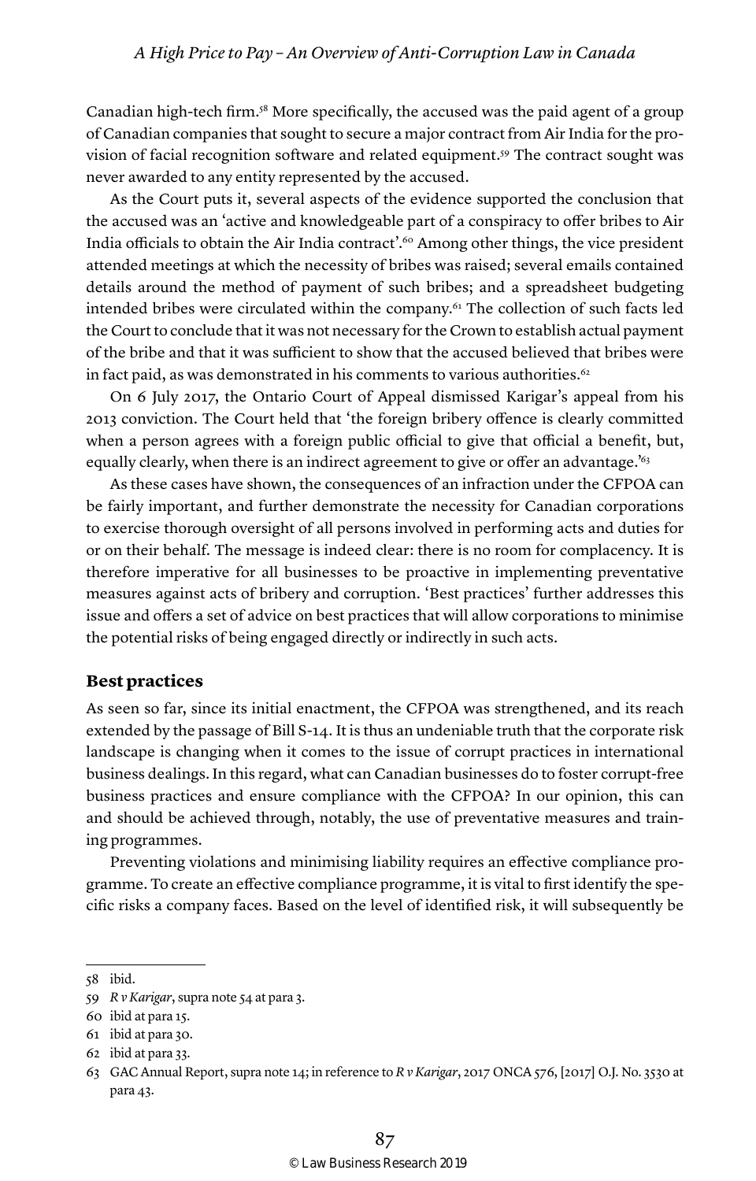Canadian high-tech firm.[58] More specifically, the accused was the paid agent of a group of Canadian companies that sought to secure a major contract from Air India for the provision of facial recognition software and related equipment.[59] The contract sought was never awarded to any entity represented by the accused.

As the Court puts it, several aspects of the evidence supported the conclusion that the accused was an 'active and knowledgeable part of a conspiracy to offer bribes to Air India officials to obtain the Air India contract'.[60] Among other things, the vice president attended meetings at which the necessity of bribes was raised; several emails contained details around the method of payment of such bribes; and a spreadsheet budgeting intended bribes were circulated within the company.[61] The collection of such facts led the Court to conclude that it was not necessary for the Crown to establish actual payment of the bribe and that it was sufficient to show that the accused believed that bribes were in fact paid, as was demonstrated in his comments to various authorities.[62]

On 6 July 2017, the Ontario Court of Appeal dismissed Karigar's appeal from his 2013 conviction. The Court held that 'the foreign bribery offence is clearly committed when a person agrees with a foreign public official to give that official a benefit, but, equally clearly, when there is an indirect agreement to give or offer an advantage.'[63]

As these cases have shown, the consequences of an infraction under the CFPOA can be fairly important, and further demonstrate the necessity for Canadian corporations to exercise thorough oversight of all persons involved in performing acts and duties for or on their behalf. The message is indeed clear: there is no room for complacency. It is therefore imperative for all businesses to be proactive in implementing preventative measures against acts of bribery and corruption. 'Best practices' further addresses this issue and offers a set of advice on best practices that will allow corporations to minimise the potential risks of being engaged directly or indirectly in such acts.

## Best practices

As seen so far, since its initial enactment, the CFPOA was strengthened, and its reach extended by the passage of Bill S-14. It is thus an undeniable truth that the corporate risk landscape is changing when it comes to the issue of corrupt practices in international business dealings. In this regard, what can Canadian businesses do to foster corrupt-free business practices and ensure compliance with the CFPOA? In our opinion, this can and should be achieved through, notably, the use of preventative measures and training programmes.

Preventing violations and minimising liability requires an effective compliance programme. To create an effective compliance programme, it is vital to first identify the specific risks a company faces. Based on the level of identified risk, it will subsequently be

---

58 ibid.

59 *R v Karigar*, supra note 54 at para 3.

60 ibid at para 15.

61 ibid at para 30.

62 ibid at para 33.

63 GAC Annual Report, supra note 14; in reference to *R v Karigar*, 2017 ONCA 576, [2017] O.J. No. 3530 at para 43.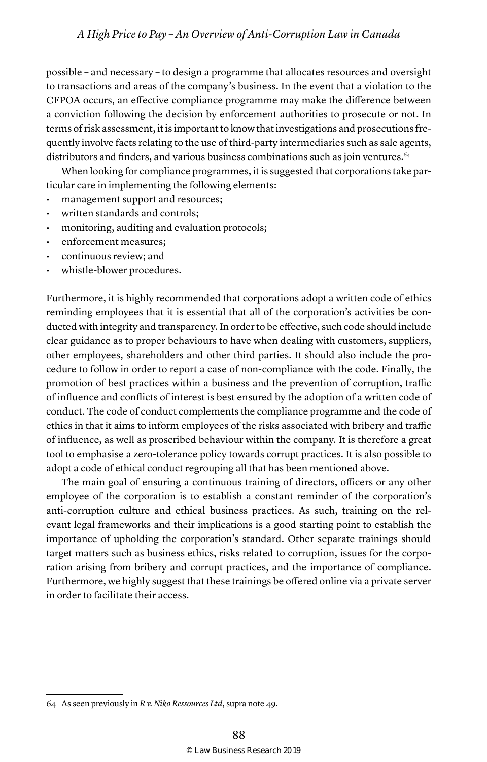possible – and necessary – to design a programme that allocates resources and oversight to transactions and areas of the company's business. In the event that a violation to the CFPOA occurs, an effective compliance programme may make the difference between a conviction following the decision by enforcement authorities to prosecute or not. In terms of risk assessment, it is important to know that investigations and prosecutions frequently involve facts relating to the use of third-party intermediaries such as sale agents, distributors and finders, and various business combinations such as join ventures.[64]

When looking for compliance programmes, it is suggested that corporations take particular care in implementing the following elements:

- management support and resources;
- written standards and controls;
- monitoring, auditing and evaluation protocols;
- enforcement measures;
- continuous review; and
- whistle-blower procedures.

Furthermore, it is highly recommended that corporations adopt a written code of ethics reminding employees that it is essential that all of the corporation's activities be conducted with integrity and transparency. In order to be effective, such code should include clear guidance as to proper behaviours to have when dealing with customers, suppliers, other employees, shareholders and other third parties. It should also include the procedure to follow in order to report a case of non-compliance with the code. Finally, the promotion of best practices within a business and the prevention of corruption, traffic of influence and conflicts of interest is best ensured by the adoption of a written code of conduct. The code of conduct complements the compliance programme and the code of ethics in that it aims to inform employees of the risks associated with bribery and traffic of influence, as well as proscribed behaviour within the company. It is therefore a great tool to emphasise a zero-tolerance policy towards corrupt practices. It is also possible to adopt a code of ethical conduct regrouping all that has been mentioned above.

The main goal of ensuring a continuous training of directors, officers or any other employee of the corporation is to establish a constant reminder of the corporation's anti-corruption culture and ethical business practices. As such, training on the relevant legal frameworks and their implications is a good starting point to establish the importance of upholding the corporation's standard. Other separate trainings should target matters such as business ethics, risks related to corruption, issues for the corporation arising from bribery and corrupt practices, and the importance of compliance. Furthermore, we highly suggest that these trainings be offered online via a private server in order to facilitate their access.

---

64 As seen previously in *R v. Niko Ressources Ltd*, supra note 49.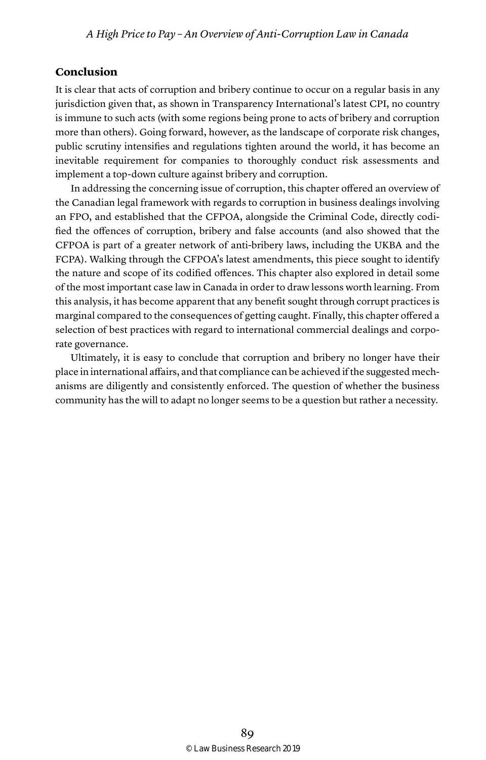## Conclusion

It is clear that acts of corruption and bribery continue to occur on a regular basis in any jurisdiction given that, as shown in Transparency International's latest CPI, no country is immune to such acts (with some regions being prone to acts of bribery and corruption more than others). Going forward, however, as the landscape of corporate risk changes, public scrutiny intensifies and regulations tighten around the world, it has become an inevitable requirement for companies to thoroughly conduct risk assessments and implement a top-down culture against bribery and corruption.

In addressing the concerning issue of corruption, this chapter offered an overview of the Canadian legal framework with regards to corruption in business dealings involving an FPO, and established that the CFPOA, alongside the Criminal Code, directly codified the offences of corruption, bribery and false accounts (and also showed that the CFPOA is part of a greater network of anti-bribery laws, including the UKBA and the FCPA). Walking through the CFPOA's latest amendments, this piece sought to identify the nature and scope of its codified offences. This chapter also explored in detail some of the most important case law in Canada in order to draw lessons worth learning. From this analysis, it has become apparent that any benefit sought through corrupt practices is marginal compared to the consequences of getting caught. Finally, this chapter offered a selection of best practices with regard to international commercial dealings and corporate governance.

Ultimately, it is easy to conclude that corruption and bribery no longer have their place in international affairs, and that compliance can be achieved if the suggested mechanisms are diligently and consistently enforced. The question of whether the business community has the will to adapt no longer seems to be a question but rather a necessity.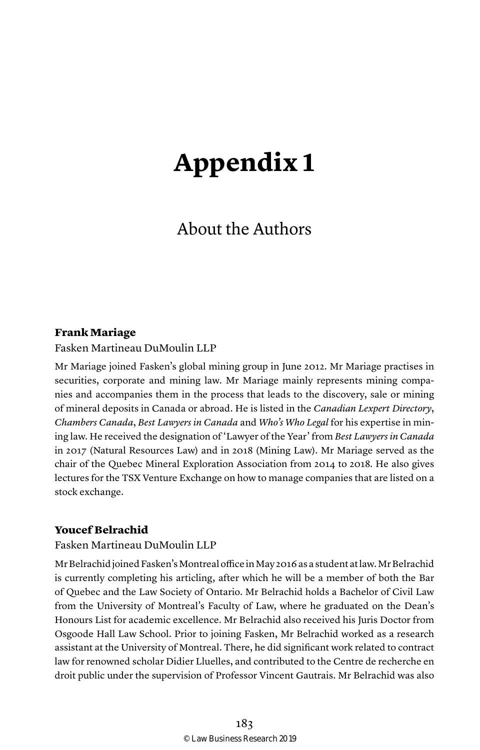# Appendix 1

## About the Authors

### Frank Mariage

Fasken Martineau DuMoulin LLP

Mr Mariage joined Fasken's global mining group in June 2012. Mr Mariage practises in securities, corporate and mining law. Mr Mariage mainly represents mining companies and accompanies them in the process that leads to the discovery, sale or mining of mineral deposits in Canada or abroad. He is listed in the *Canadian Lexpert Directory*, *Chambers Canada*, *Best Lawyers in Canada* and *Who's Who Legal* for his expertise in mining law. He received the designation of 'Lawyer of the Year' from *Best Lawyers in Canada* in 2017 (Natural Resources Law) and in 2018 (Mining Law). Mr Mariage served as the chair of the Quebec Mineral Exploration Association from 2014 to 2018. He also gives lectures for the TSX Venture Exchange on how to manage companies that are listed on a stock exchange.

### Youcef Belrachid

Fasken Martineau DuMoulin LLP

Mr Belrachid joined Fasken's Montreal office in May 2016 as a student at law. Mr Belrachid is currently completing his articling, after which he will be a member of both the Bar of Quebec and the Law Society of Ontario. Mr Belrachid holds a Bachelor of Civil Law from the University of Montreal's Faculty of Law, where he graduated on the Dean's Honours List for academic excellence. Mr Belrachid also received his Juris Doctor from Osgoode Hall Law School. Prior to joining Fasken, Mr Belrachid worked as a research assistant at the University of Montreal. There, he did significant work related to contract law for renowned scholar Didier Lluelles, and contributed to the Centre de recherche en droit public under the supervision of Professor Vincent Gautrais. Mr Belrachid was also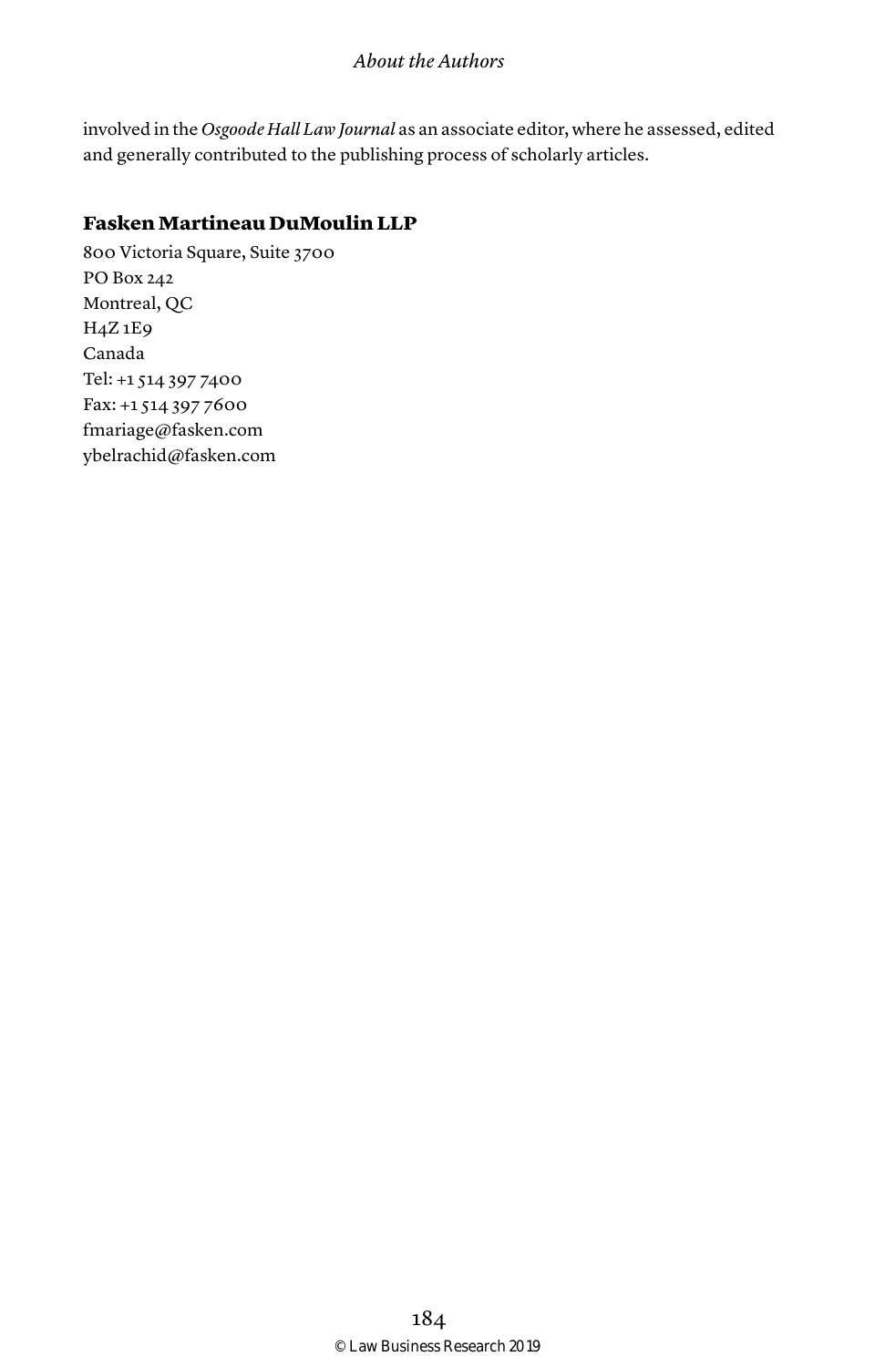involved in the *Osgoode Hall Law Journal* as an associate editor, where he assessed, edited and generally contributed to the publishing process of scholarly articles.

**Fasken Martineau DuMoulin LLP**

800 Victoria Square, Suite 3700
PO Box 242
Montreal, QC
H4Z 1E9
Canada
Tel: +1 514 397 7400
Fax: +1 514 397 7600
fmariage@fasken.com
ybelrachid@fasken.com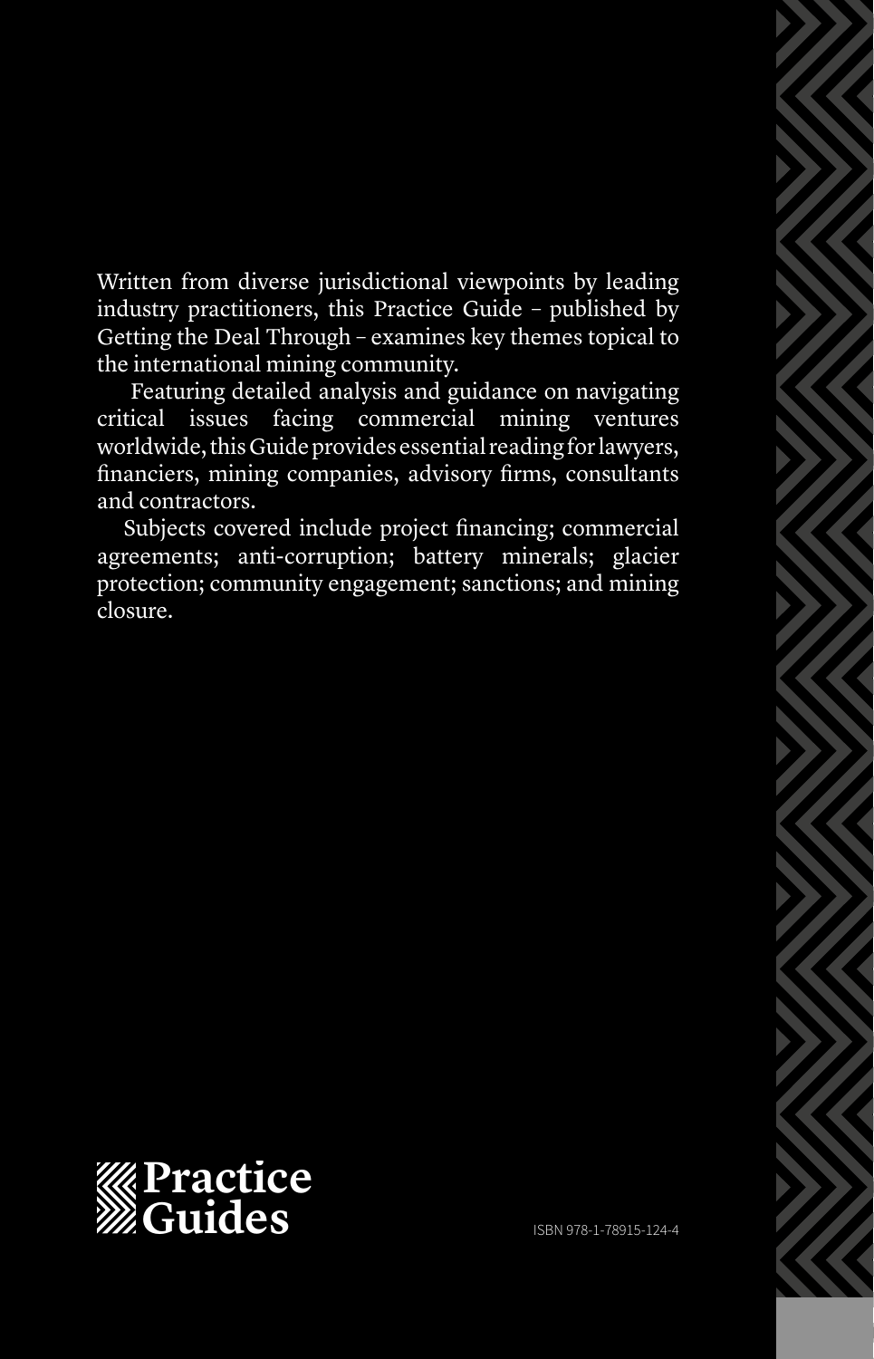Written from diverse jurisdictional viewpoints by leading industry practitioners, this Practice Guide – published by Getting the Deal Through – examines key themes topical to the international mining community.

Featuring detailed analysis and guidance on navigating critical issues facing commercial mining ventures worldwide, this Guide provides essential reading for lawyers, financiers, mining companies, advisory firms, consultants and contractors.

Subjects covered include project financing; commercial agreements; anti-corruption; battery minerals; glacier protection; community engagement; sanctions; and mining closure.

**Practice Guides**

ISBN 978-1-78915-124-4